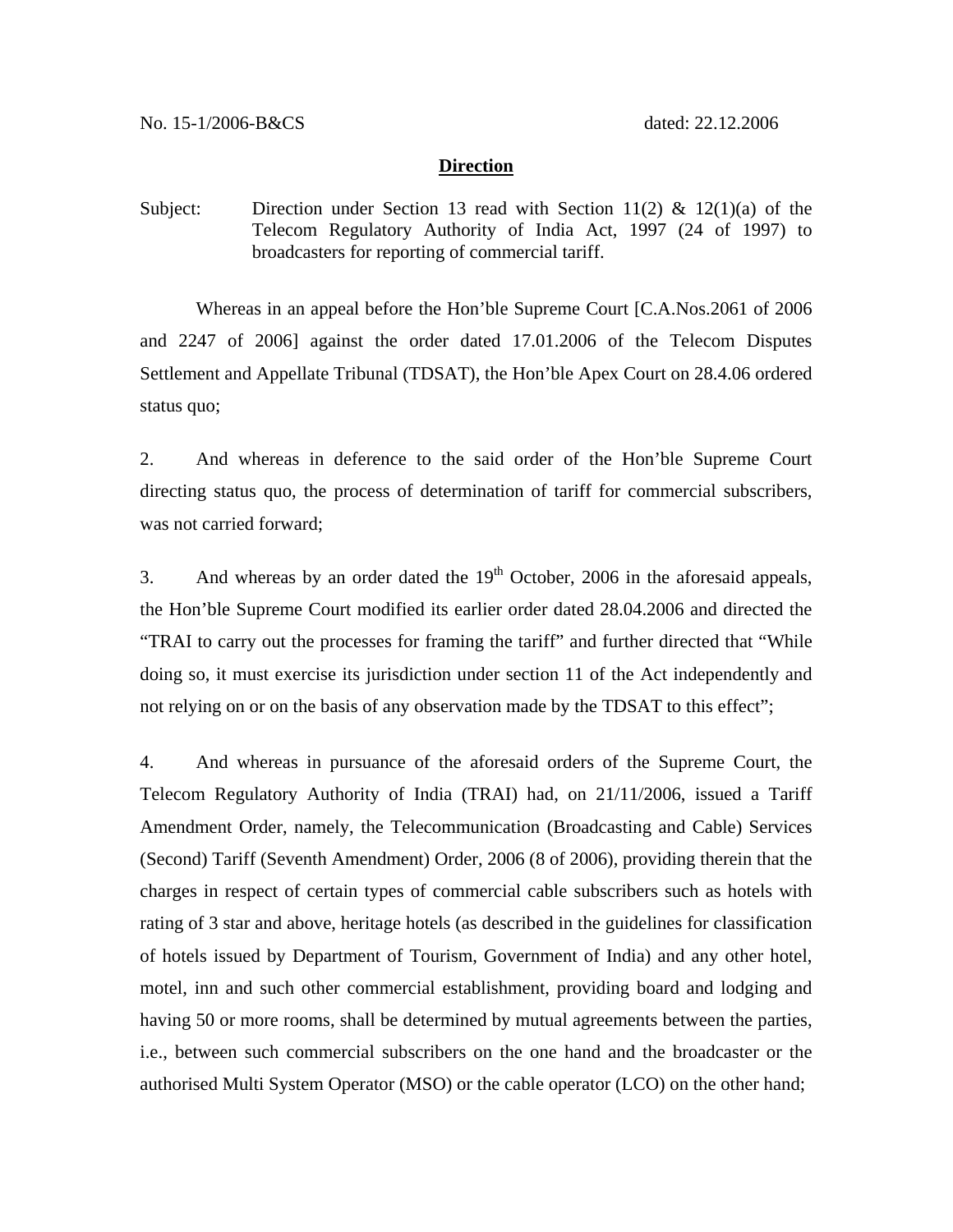No. 15-1/2006-B&CS dated: 22.12.2006

## Direction

Subject: Direction under Section 13 read with Section 11(2) & 12(1)(a) of the Telecom Regulatory Authority of India Act, 1997 (24 of 1997) to broadcasters for reporting of commercial tariff.

Whereas in an appeal before the Hon'ble Supreme Court [C.A.Nos.2061 of 2006 and 2247 of 2006] against the order dated 17.01.2006 of the Telecom Disputes Settlement and Appellate Tribunal (TDSAT), the Hon'ble Apex Court on 28.4.06 ordered status quo;

2. And whereas in deference to the said order of the Hon'ble Supreme Court directing status quo, the process of determination of tariff for commercial subscribers, was not carried forward;

3. And whereas by an order dated the 19th October, 2006 in the aforesaid appeals, the Hon'ble Supreme Court modified its earlier order dated 28.04.2006 and directed the "TRAI to carry out the processes for framing the tariff" and further directed that "While doing so, it must exercise its jurisdiction under section 11 of the Act independently and not relying on or on the basis of any observation made by the TDSAT to this effect";

4. And whereas in pursuance of the aforesaid orders of the Supreme Court, the Telecom Regulatory Authority of India (TRAI) had, on 21/11/2006, issued a Tariff Amendment Order, namely, the Telecommunication (Broadcasting and Cable) Services (Second) Tariff (Seventh Amendment) Order, 2006 (8 of 2006), providing therein that the charges in respect of certain types of commercial cable subscribers such as hotels with rating of 3 star and above, heritage hotels (as described in the guidelines for classification of hotels issued by Department of Tourism, Government of India) and any other hotel, motel, inn and such other commercial establishment, providing board and lodging and having 50 or more rooms, shall be determined by mutual agreements between the parties, i.e., between such commercial subscribers on the one hand and the broadcaster or the authorised Multi System Operator (MSO) or the cable operator (LCO) on the other hand;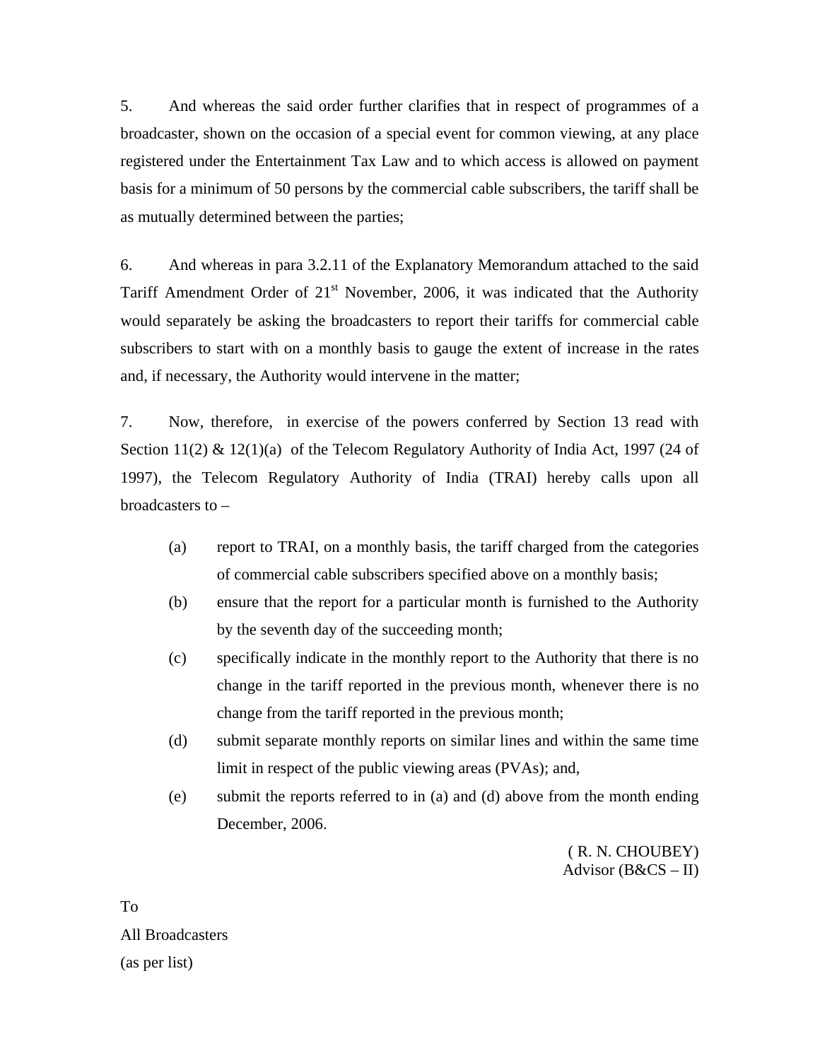5. And whereas the said order further clarifies that in respect of programmes of a broadcaster, shown on the occasion of a special event for common viewing, at any place registered under the Entertainment Tax Law and to which access is allowed on payment basis for a minimum of 50 persons by the commercial cable subscribers, the tariff shall be as mutually determined between the parties;

6. And whereas in para 3.2.11 of the Explanatory Memorandum attached to the said Tariff Amendment Order of 21st November, 2006, it was indicated that the Authority would separately be asking the broadcasters to report their tariffs for commercial cable subscribers to start with on a monthly basis to gauge the extent of increase in the rates and, if necessary, the Authority would intervene in the matter;

7. Now, therefore, in exercise of the powers conferred by Section 13 read with Section 11(2) & 12(1)(a) of the Telecom Regulatory Authority of India Act, 1997 (24 of 1997), the Telecom Regulatory Authority of India (TRAI) hereby calls upon all broadcasters to –

(a) report to TRAI, on a monthly basis, the tariff charged from the categories of commercial cable subscribers specified above on a monthly basis;

(b) ensure that the report for a particular month is furnished to the Authority by the seventh day of the succeeding month;

(c) specifically indicate in the monthly report to the Authority that there is no change in the tariff reported in the previous month, whenever there is no change from the tariff reported in the previous month;

(d) submit separate monthly reports on similar lines and within the same time limit in respect of the public viewing areas (PVAs); and,

(e) submit the reports referred to in (a) and (d) above from the month ending December, 2006.

( R. N. CHOUBEY)
Advisor (B&CS – II)

To
All Broadcasters
(as per list)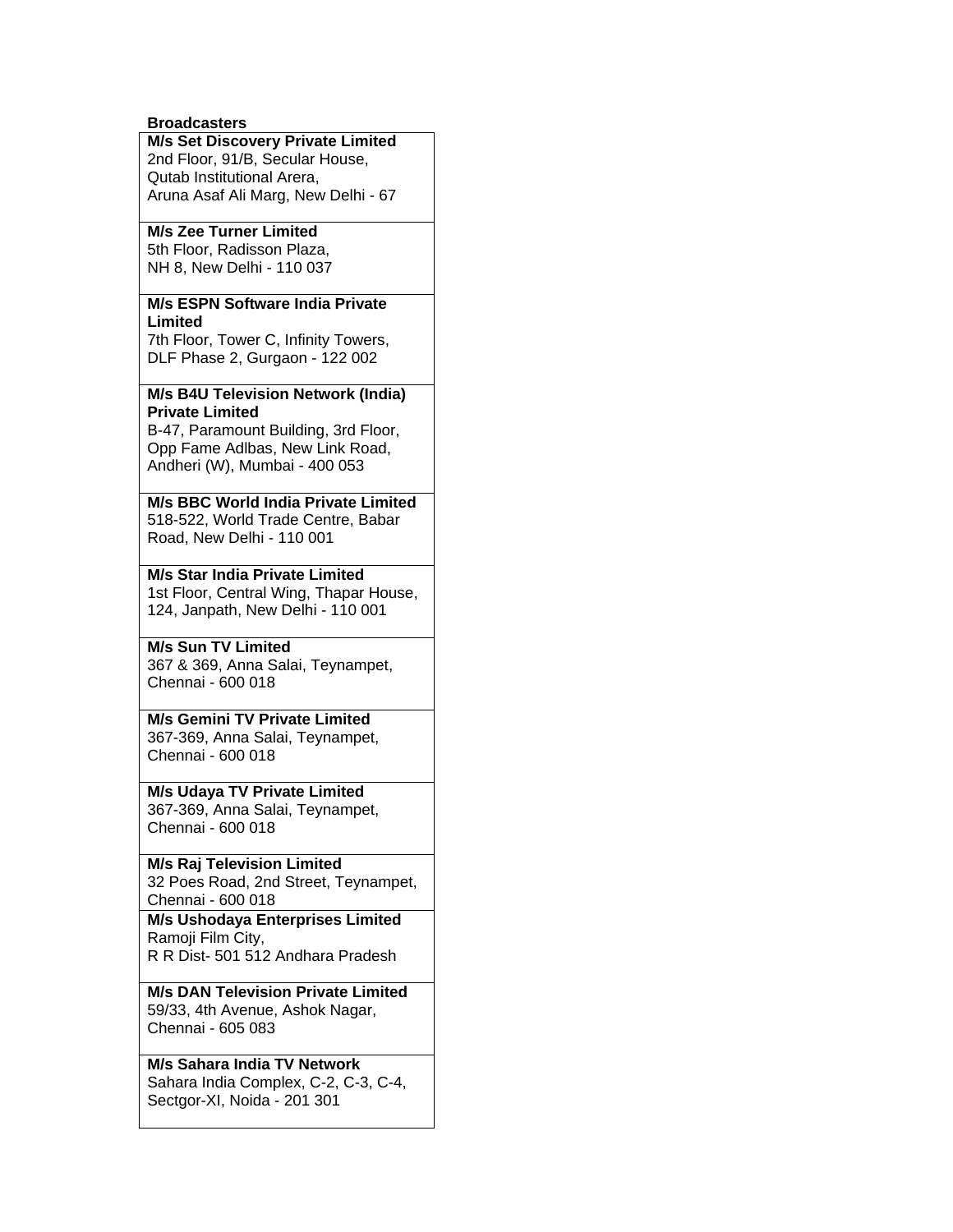**Broadcasters**

| **M/s Set Discovery Private Limited**<br>2nd Floor, 91/B, Secular House,<br>Qutab Institutional Arera,<br>Aruna Asaf Ali Marg, New Delhi - 67 |
|---|
| **M/s Zee Turner Limited**<br>5th Floor, Radisson Plaza,<br>NH 8, New Delhi - 110 037 |
| **M/s ESPN Software India Private Limited**<br>7th Floor, Tower C, Infinity Towers,<br>DLF Phase 2, Gurgaon - 122 002 |
| **M/s B4U Television Network (India) Private Limited**<br>B-47, Paramount Building, 3rd Floor,<br>Opp Fame Adlbas, New Link Road,<br>Andheri (W), Mumbai - 400 053 |
| **M/s BBC World India Private Limited**<br>518-522, World Trade Centre, Babar Road, New Delhi - 110 001 |
| **M/s Star India Private Limited**<br>1st Floor, Central Wing, Thapar House,<br>124, Janpath, New Delhi - 110 001 |
| **M/s Sun TV Limited**<br>367 & 369, Anna Salai, Teynampet,<br>Chennai - 600 018 |
| **M/s Gemini TV Private Limited**<br>367-369, Anna Salai, Teynampet,<br>Chennai - 600 018 |
| **M/s Udaya TV Private Limited**<br>367-369, Anna Salai, Teynampet,<br>Chennai - 600 018 |
| **M/s Raj Television Limited**<br>32 Poes Road, 2nd Street, Teynampet,<br>Chennai - 600 018 |
| **M/s Ushodaya Enterprises Limited**<br>Ramoji Film City,<br>R R Dist- 501 512 Andhara Pradesh |
| **M/s DAN Television Private Limited**<br>59/33, 4th Avenue, Ashok Nagar,<br>Chennai - 605 083 |
| **M/s Sahara India TV Network**<br>Sahara India Complex, C-2, C-3, C-4,<br>Sectgor-XI, Noida - 201 301 |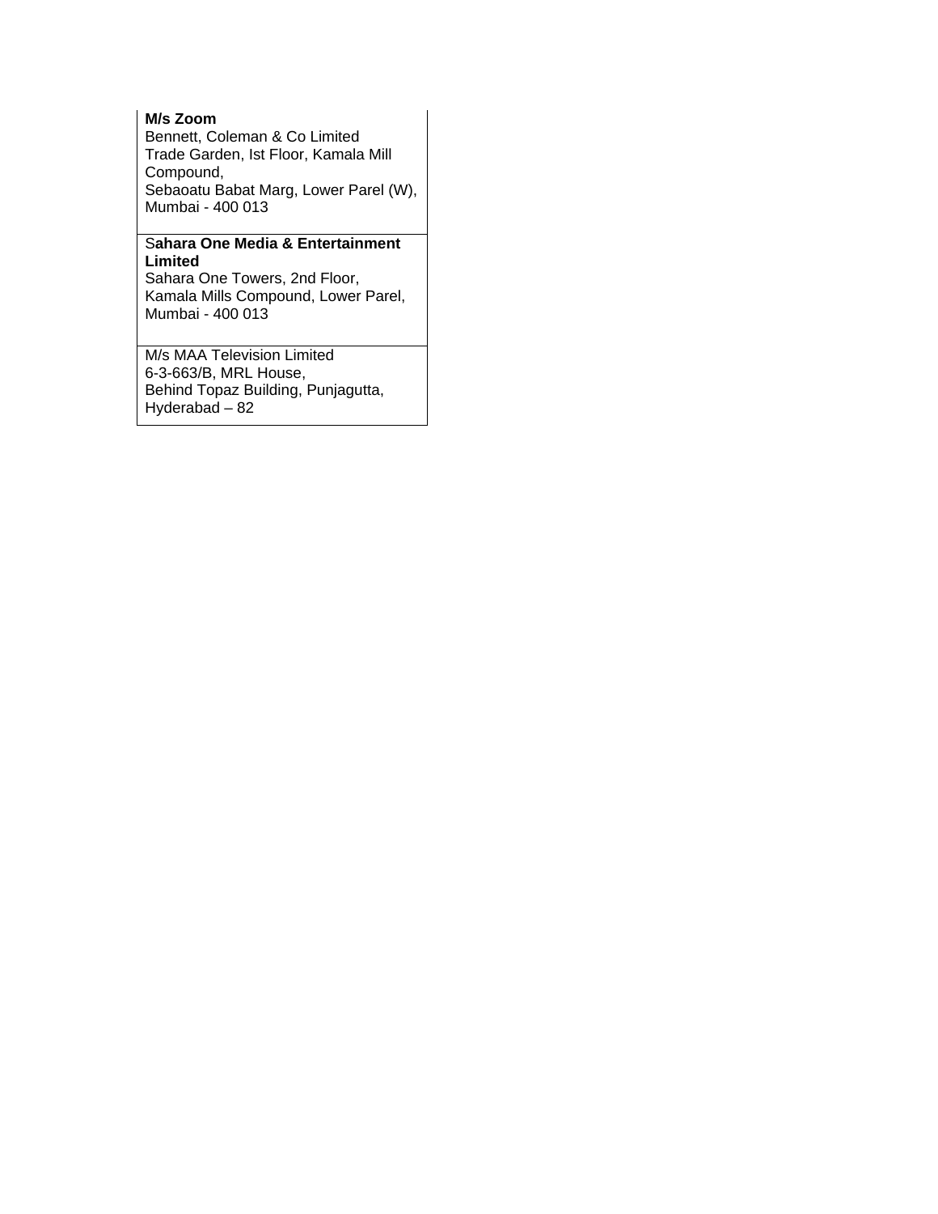| |
|---|
| **M/s Zoom**<br>Bennett, Coleman & Co Limited<br>Trade Garden, Ist Floor, Kamala Mill Compound,<br>Sebaoatu Babat Marg, Lower Parel (W), Mumbai - 400 013 |
| S**ahara One Media & Entertainment Limited**<br>Sahara One Towers, 2nd Floor,<br>Kamala Mills Compound, Lower Parel, Mumbai - 400 013 |
| M/s MAA Television Limited<br>6-3-663/B, MRL House,<br>Behind Topaz Building, Punjagutta,<br>Hyderabad – 82 |